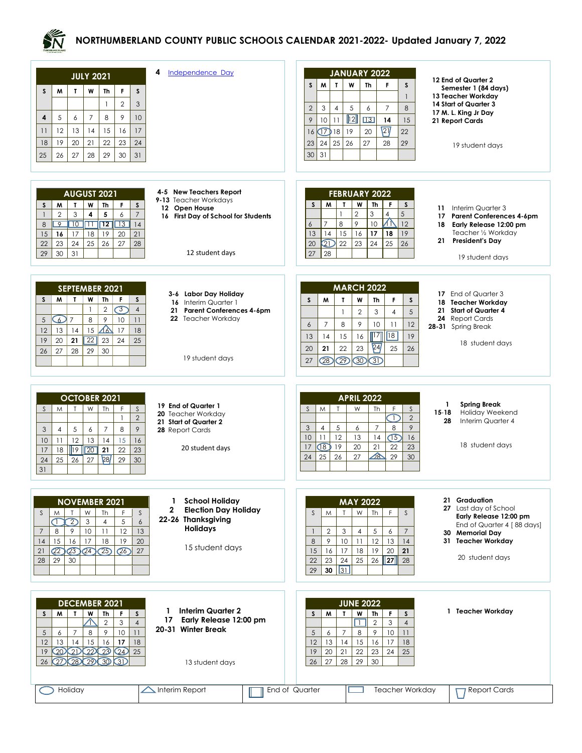# NORTHUMBERLAND COUNTY PUBLIC SCHOOLS CALENDAR 2021-2022- Updated January 7, 2022

## JULY 2021

| S | M | T | W | Th | F | S |
|---|---|---|---|---|---|---|
| | | | | 1 | 2 | 3 |
| 4 | 5 | 6 | 7 | 8 | 9 | 10 |
| 11 | 12 | 13 | 14 | 15 | 16 | 17 |
| 18 | 19 | 20 | 21 | 22 | 23 | 24 |
| 25 | 26 | 27 | 28 | 29 | 30 | 31 |

**4** Independence Day

## AUGUST 2021

| S | M | T | W | Th | F | S |
|---|---|---|---|---|---|---|
| 1 | 2 | 3 | 4 | 5 | 6 | 7 |
| 8 | 9 | 10 | 11 | 12 | 13 | 14 |
| 15 | 16 | 17 | 18 | 19 | 20 | 21 |
| 22 | 23 | 24 | 25 | 26 | 27 | 28 |
| 29 | 30 | 31 | | | | |

- **4-5 New Teachers Report**
- **9-13** Teacher Workdays
- **12 Open House**
- **16 First Day of School for Students**

12 student days

## SEPTEMBER 2021

| S | M | T | W | Th | F | S |
|---|---|---|---|---|---|---|
| | | | 1 | 2 | 3 | 4 |
| 5 | 6 | 7 | 8 | 9 | 10 | 11 |
| 12 | 13 | 14 | 15 | 16 | 17 | 18 |
| 19 | 20 | 21 | 22 | 23 | 24 | 25 |
| 26 | 27 | 28 | 29 | 30 | | |

- **3-6 Labor Day Holiday**
- **16** Interim Quarter 1
- **21 Parent Conferences 4-6pm**
- **22** Teacher Workday

19 student days

## OCTOBER 2021

| S | M | T | W | Th | F | S |
|---|---|---|---|---|---|---|
| | | | | | 1 | 2 |
| 3 | 4 | 5 | 6 | 7 | 8 | 9 |
| 10 | 11 | 12 | 13 | 14 | 15 | 16 |
| 17 | 18 | 19 | 20 | 21 | 22 | 23 |
| 24 | 25 | 26 | 27 | 28 | 29 | 30 |
| 31 | | | | | | |

- **19 End of Quarter 1**
- **20** Teacher Workday
- **21 Start of Quarter 2**
- **28** Report Cards

20 student days

## NOVEMBER 2021

| S | M | T | W | Th | F | S |
|---|---|---|---|---|---|---|
| | 1 | 2 | 3 | 4 | 5 | 6 |
| 7 | 8 | 9 | 10 | 11 | 12 | 13 |
| 14 | 15 | 16 | 17 | 18 | 19 | 20 |
| 21 | 22 | 23 | 24 | 25 | 26 | 27 |
| 28 | 29 | 30 | | | | |

- **1 School Holiday**
- **2 Election Day Holiday**
- **22-26 Thanksgiving Holidays**

15 student days

## DECEMBER 2021

| S | M | T | W | Th | F | S |
|---|---|---|---|---|---|---|
| | | | 1 | 2 | 3 | 4 |
| 5 | 6 | 7 | 8 | 9 | 10 | 11 |
| 12 | 13 | 14 | 15 | 16 | 17 | 18 |
| 19 | 20 | 21 | 22 | 23 | 24 | 25 |
| 26 | 27 | 28 | 29 | 30 | 31 | |

- **1 Interim Quarter 2**
- **17 Early Release 12:00 pm**
- **20-31 Winter Break**

13 student days

## JANUARY 2022

| S | M | T | W | Th | F | S |
|---|---|---|---|---|---|---|
| | | | | | | 1 |
| 2 | 3 | 4 | 5 | 6 | 7 | 8 |
| 9 | 10 | 11 | 12 | 13 | 14 | 15 |
| 16 | 17 | 18 | 19 | 20 | 21 | 22 |
| 23 | 24 | 25 | 26 | 27 | 28 | 29 |
| 30 | 31 | | | | | |

- **12 End of Quarter 2**
  - **Semester 1 (84 days)**
- **13 Teacher Workday**
- **14 Start of Quarter 3**
- **17 M. L. King Jr Day**
- **21 Report Cards**

19 student days

## FEBRUARY 2022

| S | M | T | W | Th | F | S |
|---|---|---|---|---|---|---|
| | | 1 | 2 | 3 | 4 | 5 |
| 6 | 7 | 8 | 9 | 10 | 11 | 12 |
| 13 | 14 | 15 | 16 | 17 | 18 | 19 |
| 20 | 21 | 22 | 23 | 24 | 25 | 26 |
| 27 | 28 | | | | | |

- **11** Interim Quarter 3
- **17 Parent Conferences 4-6pm**
- **18 Early Release 12:00 pm**
  - Teacher ½ Workday
- **21 President's Day**

19 student days

## MARCH 2022

| S | M | T | W | Th | F | S |
|---|---|---|---|---|---|---|
| | | 1 | 2 | 3 | 4 | 5 |
| 6 | 7 | 8 | 9 | 10 | 11 | 12 |
| 13 | 14 | 15 | 16 | 17 | 18 | 19 |
| 20 | 21 | 22 | 23 | 24 | 25 | 26 |
| 27 | 28 | 29 | 30 | 31 | | |

- **17** End of Quarter 3
- **18 Teacher Workday**
- **21 Start of Quarter 4**
- **24** Report Cards
- **28-31** Spring Break

18 student days

## APRIL 2022

| S | M | T | W | Th | F | S |
|---|---|---|---|---|---|---|
| | | | | | 1 | 2 |
| 3 | 4 | 5 | 6 | 7 | 8 | 9 |
| 10 | 11 | 12 | 13 | 14 | 15 | 16 |
| 17 | 18 | 19 | 20 | 21 | 22 | 23 |
| 24 | 25 | 26 | 27 | 28 | 29 | 30 |

- **1 Spring Break**
- **15-18** Holiday Weekend
- **28** Interim Quarter 4

18 student days

## MAY 2022

| S | M | T | W | Th | F | S |
|---|---|---|---|---|---|---|
| 1 | 2 | 3 | 4 | 5 | 6 | 7 |
| 8 | 9 | 10 | 11 | 12 | 13 | 14 |
| 15 | 16 | 17 | 18 | 19 | 20 | 21 |
| 22 | 23 | 24 | 25 | 26 | 27 | 28 |
| 29 | 30 | 31 | | | | |

- **21 Graduation**
- **27** Last day of School
  - **Early Release 12:00 pm**
  - End of Quarter 4 [ 88 days]
- **30 Memorial Day**
- **31 Teacher Workday**

20 student days

## JUNE 2022

| S | M | T | W | Th | F | S |
|---|---|---|---|---|---|---|
| | | | 1 | 2 | 3 | 4 |
| 5 | 6 | 7 | 8 | 9 | 10 | 11 |
| 12 | 13 | 14 | 15 | 16 | 17 | 18 |
| 19 | 20 | 21 | 22 | 23 | 24 | 25 |
| 26 | 27 | 28 | 29 | 30 | | |

- **1 Teacher Workday**

**Legend:** Holiday (oval) | Interim Report (triangle) | End of Quarter (double box) | Teacher Workday (box) | Report Cards (trapezoid)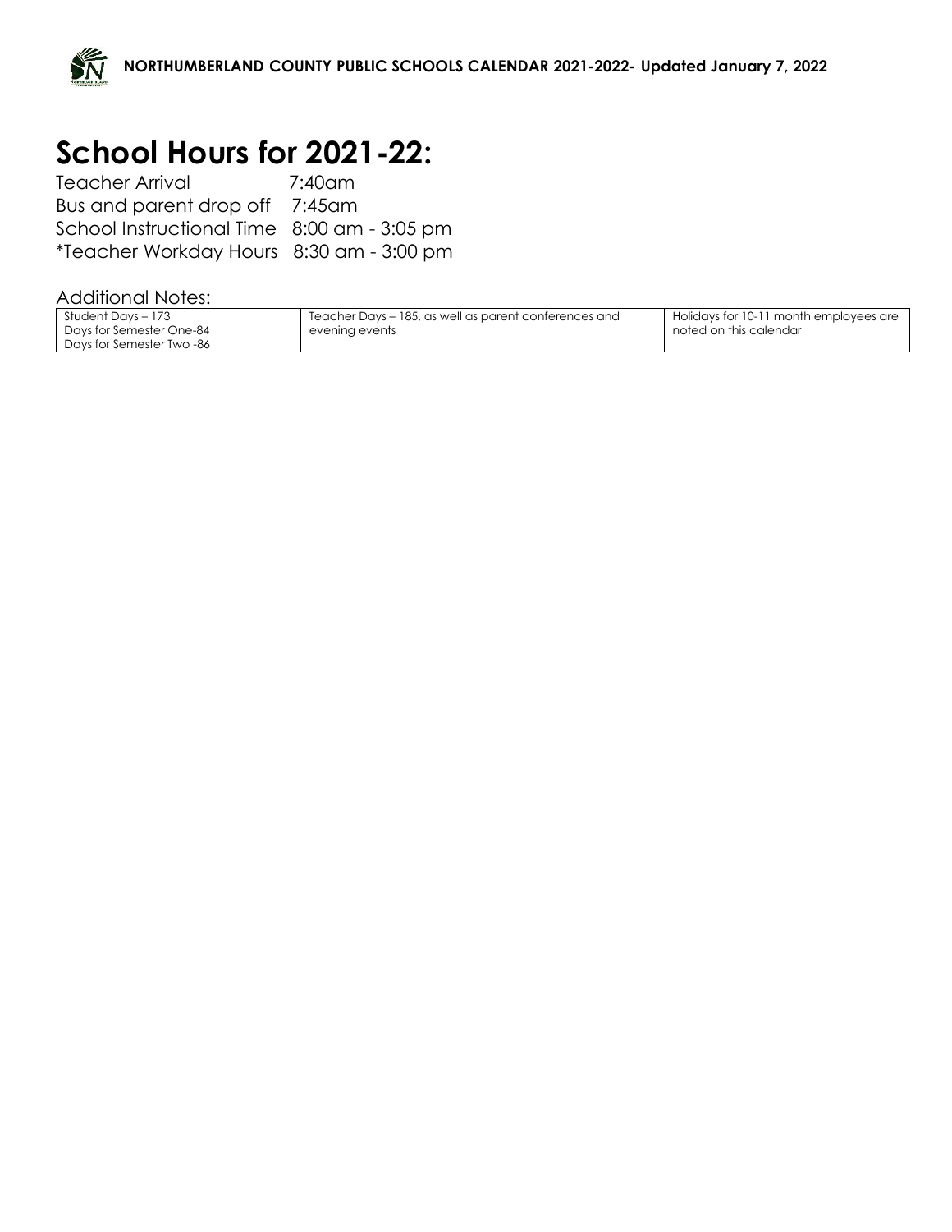NORTHUMBERLAND COUNTY PUBLIC SCHOOLS CALENDAR 2021-2022- Updated January 7, 2022

# School Hours for 2021-22:

Teacher Arrival 7:40am
Bus and parent drop off 7:45am
School Instructional Time 8:00 am - 3:05 pm
*Teacher Workday Hours 8:30 am - 3:00 pm

## Additional Notes:

| | | |
|---|---|---|
| Student Days – 173<br>Days for Semester One-84<br>Days for Semester Two -86 | Teacher Days – 185, as well as parent conferences and evening events | Holidays for 10-11 month employees are noted on this calendar |